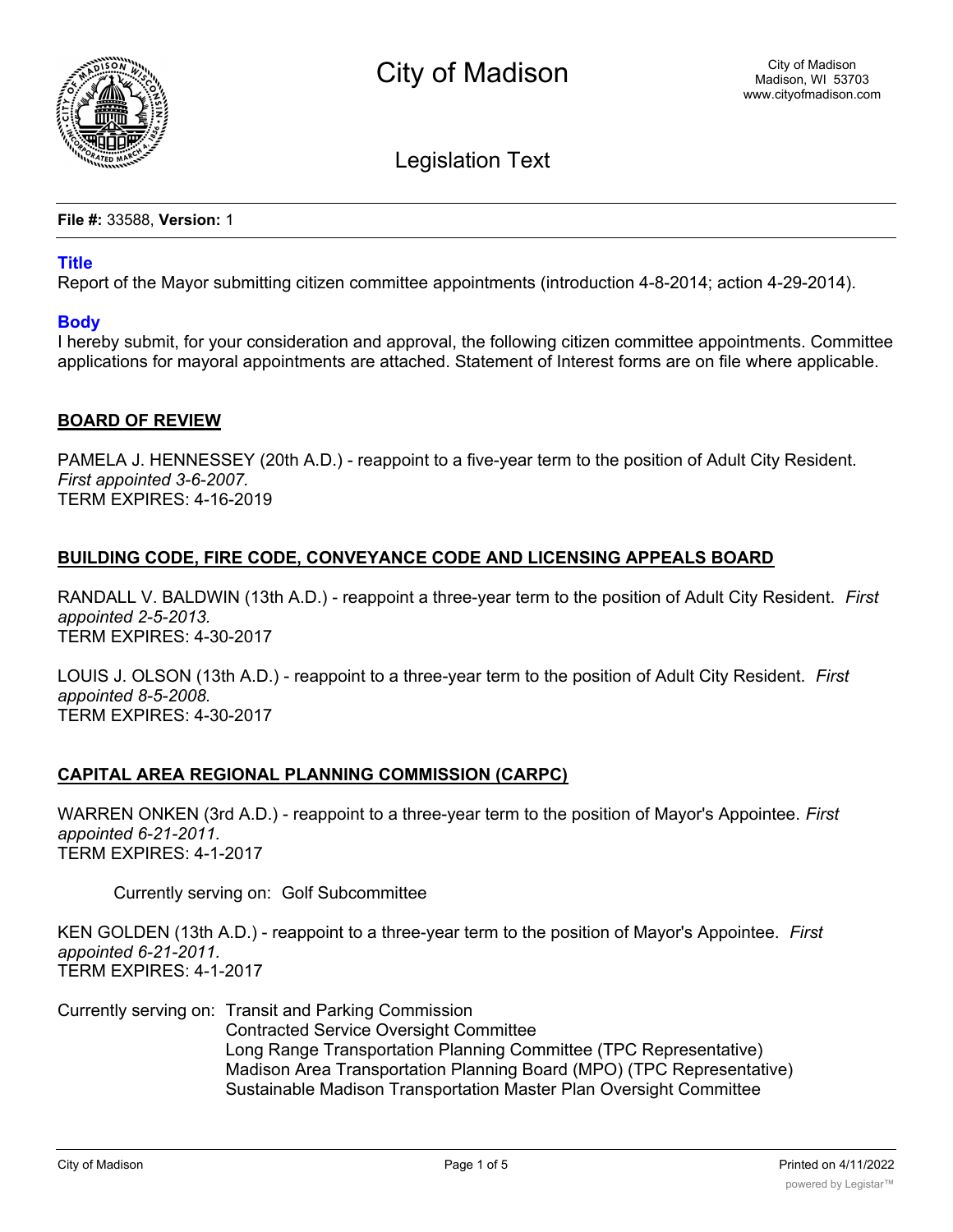# City of Madison

City of Madison
Madison, WI 53703
www.cityofmadison.com

## Legislation Text

**File #:** 33588, **Version:** 1

### Title

Report of the Mayor submitting citizen committee appointments (introduction 4-8-2014; action 4-29-2014).

### Body

I hereby submit, for your consideration and approval, the following citizen committee appointments. Committee applications for mayoral appointments are attached. Statement of Interest forms are on file where applicable.

**BOARD OF REVIEW**

PAMELA J. HENNESSEY (20th A.D.) - reappoint to a five-year term to the position of Adult City Resident. *First appointed 3-6-2007.*
TERM EXPIRES: 4-16-2019

**BUILDING CODE, FIRE CODE, CONVEYANCE CODE AND LICENSING APPEALS BOARD**

RANDALL V. BALDWIN (13th A.D.) - reappoint a three-year term to the position of Adult City Resident. *First appointed 2-5-2013.*
TERM EXPIRES: 4-30-2017

LOUIS J. OLSON (13th A.D.) - reappoint to a three-year term to the position of Adult City Resident. *First appointed 8-5-2008.*
TERM EXPIRES: 4-30-2017

**CAPITAL AREA REGIONAL PLANNING COMMISSION (CARPC)**

WARREN ONKEN (3rd A.D.) - reappoint to a three-year term to the position of Mayor's Appointee. *First appointed 6-21-2011.*
TERM EXPIRES: 4-1-2017

Currently serving on: Golf Subcommittee

KEN GOLDEN (13th A.D.) - reappoint to a three-year term to the position of Mayor's Appointee. *First appointed 6-21-2011.*
TERM EXPIRES: 4-1-2017

Currently serving on:
- Transit and Parking Commission
- Contracted Service Oversight Committee
- Long Range Transportation Planning Committee (TPC Representative)
- Madison Area Transportation Planning Board (MPO) (TPC Representative)
- Sustainable Madison Transportation Master Plan Oversight Committee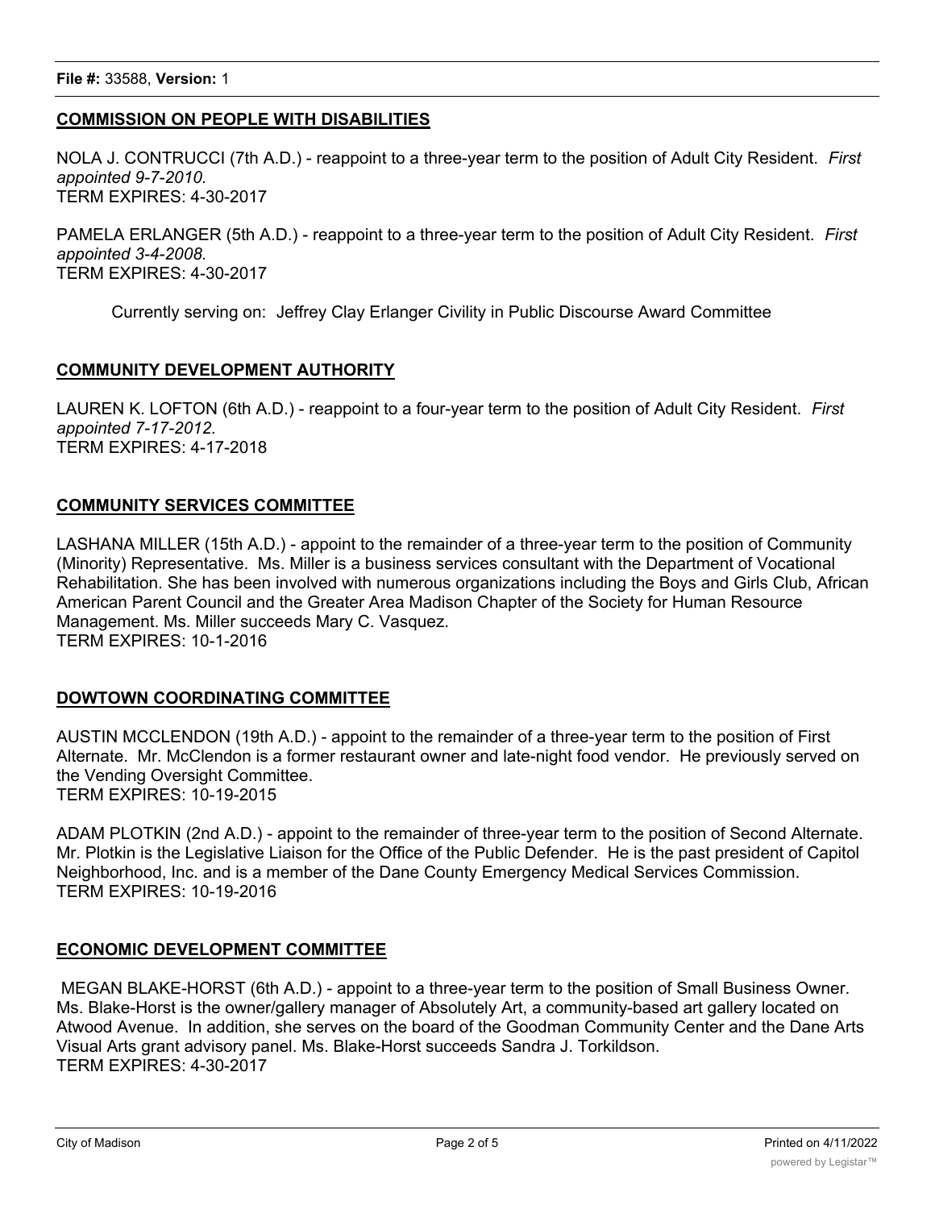**File #:** 33588, **Version:** 1

**COMMISSION ON PEOPLE WITH DISABILITIES**

NOLA J. CONTRUCCI (7th A.D.) - reappoint to a three-year term to the position of Adult City Resident. *First appointed 9-7-2010.*
TERM EXPIRES: 4-30-2017

PAMELA ERLANGER (5th A.D.) - reappoint to a three-year term to the position of Adult City Resident. *First appointed 3-4-2008.*
TERM EXPIRES: 4-30-2017

Currently serving on: Jeffrey Clay Erlanger Civility in Public Discourse Award Committee

**COMMUNITY DEVELOPMENT AUTHORITY**

LAUREN K. LOFTON (6th A.D.) - reappoint to a four-year term to the position of Adult City Resident. *First appointed 7-17-2012.*
TERM EXPIRES: 4-17-2018

**COMMUNITY SERVICES COMMITTEE**

LASHANA MILLER (15th A.D.) - appoint to the remainder of a three-year term to the position of Community (Minority) Representative. Ms. Miller is a business services consultant with the Department of Vocational Rehabilitation. She has been involved with numerous organizations including the Boys and Girls Club, African American Parent Council and the Greater Area Madison Chapter of the Society for Human Resource Management. Ms. Miller succeeds Mary C. Vasquez.
TERM EXPIRES: 10-1-2016

**DOWTOWN COORDINATING COMMITTEE**

AUSTIN MCCLENDON (19th A.D.) - appoint to the remainder of a three-year term to the position of First Alternate. Mr. McClendon is a former restaurant owner and late-night food vendor. He previously served on the Vending Oversight Committee.
TERM EXPIRES: 10-19-2015

ADAM PLOTKIN (2nd A.D.) - appoint to the remainder of three-year term to the position of Second Alternate. Mr. Plotkin is the Legislative Liaison for the Office of the Public Defender. He is the past president of Capitol Neighborhood, Inc. and is a member of the Dane County Emergency Medical Services Commission.
TERM EXPIRES: 10-19-2016

**ECONOMIC DEVELOPMENT COMMITTEE**

MEGAN BLAKE-HORST (6th A.D.) - appoint to a three-year term to the position of Small Business Owner. Ms. Blake-Horst is the owner/gallery manager of Absolutely Art, a community-based art gallery located on Atwood Avenue. In addition, she serves on the board of the Goodman Community Center and the Dane Arts Visual Arts grant advisory panel. Ms. Blake-Horst succeeds Sandra J. Torkildson.
TERM EXPIRES: 4-30-2017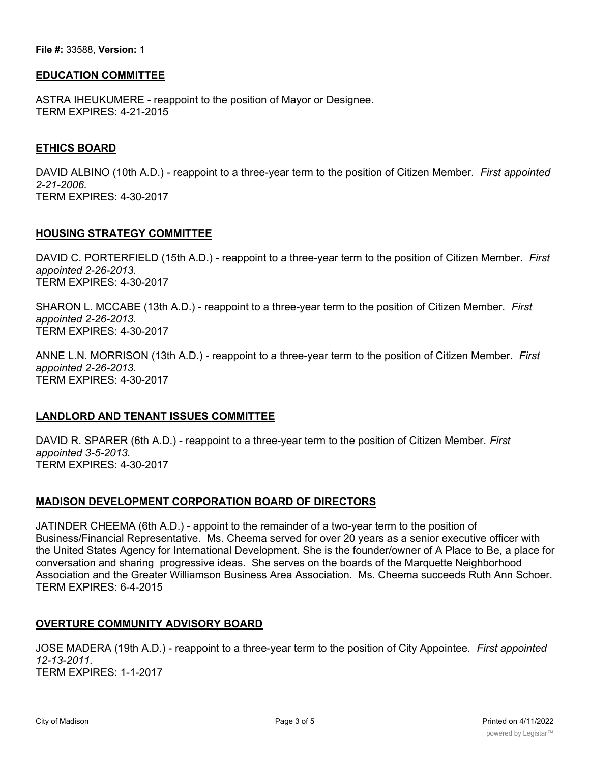**File #:** 33588, **Version:** 1

**EDUCATION COMMITTEE**

ASTRA IHEUKUMERE - reappoint to the position of Mayor or Designee.
TERM EXPIRES: 4-21-2015

**ETHICS BOARD**

DAVID ALBINO (10th A.D.) - reappoint to a three-year term to the position of Citizen Member. *First appointed 2-21-2006.*
TERM EXPIRES: 4-30-2017

**HOUSING STRATEGY COMMITTEE**

DAVID C. PORTERFIELD (15th A.D.) - reappoint to a three-year term to the position of Citizen Member. *First appointed 2-26-2013.*
TERM EXPIRES: 4-30-2017

SHARON L. MCCABE (13th A.D.) - reappoint to a three-year term to the position of Citizen Member. *First appointed 2-26-2013.*
TERM EXPIRES: 4-30-2017

ANNE L.N. MORRISON (13th A.D.) - reappoint to a three-year term to the position of Citizen Member. *First appointed 2-26-2013.*
TERM EXPIRES: 4-30-2017

**LANDLORD AND TENANT ISSUES COMMITTEE**

DAVID R. SPARER (6th A.D.) - reappoint to a three-year term to the position of Citizen Member. *First appointed 3-5-2013.*
TERM EXPIRES: 4-30-2017

**MADISON DEVELOPMENT CORPORATION BOARD OF DIRECTORS**

JATINDER CHEEMA (6th A.D.) - appoint to the remainder of a two-year term to the position of Business/Financial Representative. Ms. Cheema served for over 20 years as a senior executive officer with the United States Agency for International Development. She is the founder/owner of A Place to Be, a place for conversation and sharing progressive ideas. She serves on the boards of the Marquette Neighborhood Association and the Greater Williamson Business Area Association. Ms. Cheema succeeds Ruth Ann Schoer.
TERM EXPIRES: 6-4-2015

**OVERTURE COMMUNITY ADVISORY BOARD**

JOSE MADERA (19th A.D.) - reappoint to a three-year term to the position of City Appointee. *First appointed 12-13-2011.*
TERM EXPIRES: 1-1-2017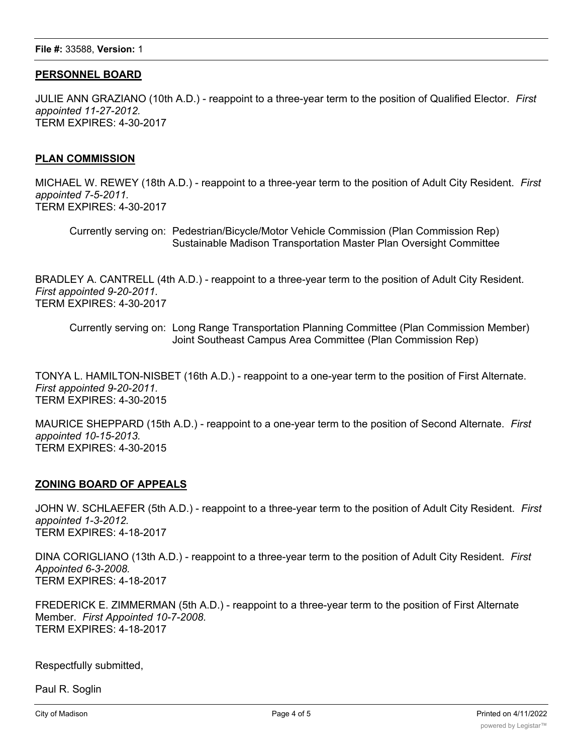**PERSONNEL BOARD**

JULIE ANN GRAZIANO (10th A.D.) - reappoint to a three-year term to the position of Qualified Elector. *First appointed 11-27-2012.*
TERM EXPIRES: 4-30-2017

**PLAN COMMISSION**

MICHAEL W. REWEY (18th A.D.) - reappoint to a three-year term to the position of Adult City Resident. *First appointed 7-5-2011.*
TERM EXPIRES: 4-30-2017

Currently serving on: Pedestrian/Bicycle/Motor Vehicle Commission (Plan Commission Rep)
Sustainable Madison Transportation Master Plan Oversight Committee

BRADLEY A. CANTRELL (4th A.D.) - reappoint to a three-year term to the position of Adult City Resident. *First appointed 9-20-2011.*
TERM EXPIRES: 4-30-2017

Currently serving on: Long Range Transportation Planning Committee (Plan Commission Member)
Joint Southeast Campus Area Committee (Plan Commission Rep)

TONYA L. HAMILTON-NISBET (16th A.D.) - reappoint to a one-year term to the position of First Alternate. *First appointed 9-20-2011.*
TERM EXPIRES: 4-30-2015

MAURICE SHEPPARD (15th A.D.) - reappoint to a one-year term to the position of Second Alternate. *First appointed 10-15-2013.*
TERM EXPIRES: 4-30-2015

**ZONING BOARD OF APPEALS**

JOHN W. SCHLAEFER (5th A.D.) - reappoint to a three-year term to the position of Adult City Resident. *First appointed 1-3-2012.*
TERM EXPIRES: 4-18-2017

DINA CORIGLIANO (13th A.D.) - reappoint to a three-year term to the position of Adult City Resident. *First Appointed 6-3-2008.*
TERM EXPIRES: 4-18-2017

FREDERICK E. ZIMMERMAN (5th A.D.) - reappoint to a three-year term to the position of First Alternate Member. *First Appointed 10-7-2008.*
TERM EXPIRES: 4-18-2017

Respectfully submitted,

Paul R. Soglin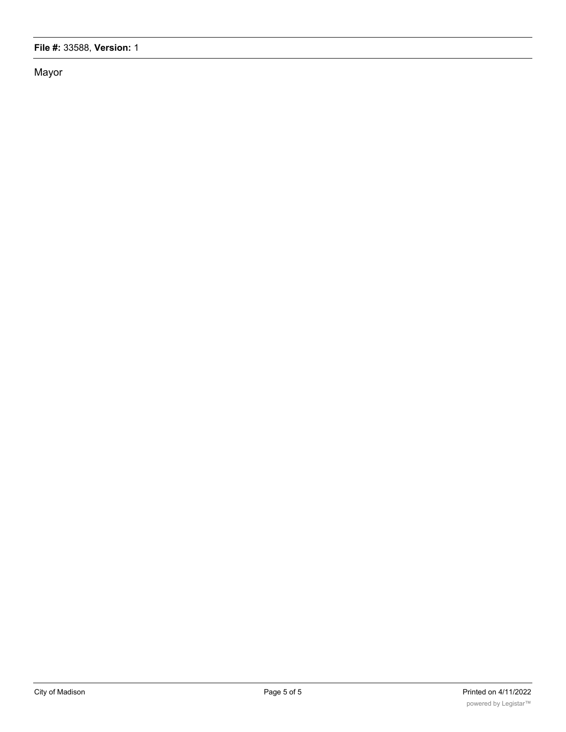Mayor